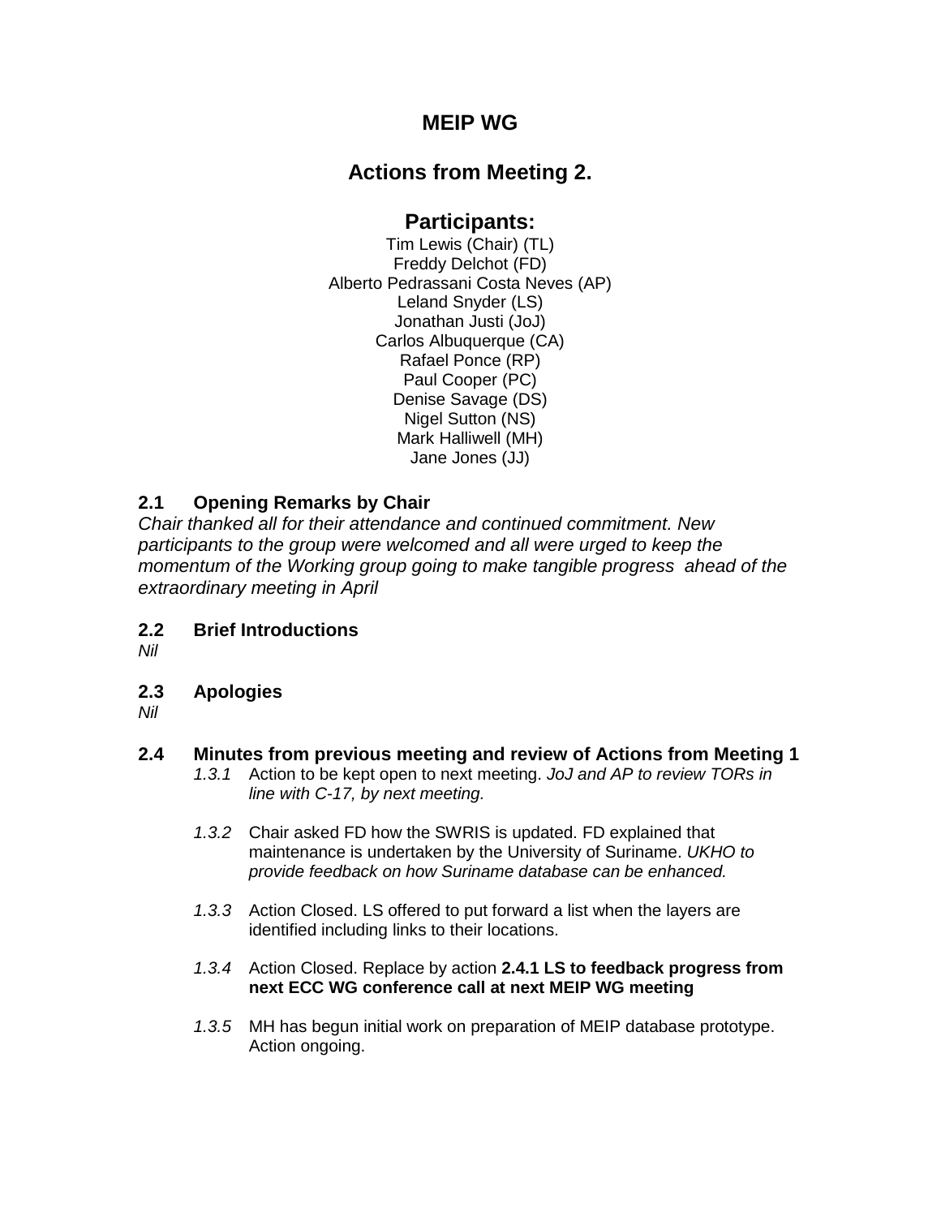# MEIP WG

## Actions from Meeting 2.

## Participants:

Tim Lewis (Chair) (TL)
Freddy Delchot (FD)
Alberto Pedrassani Costa Neves (AP)
Leland Snyder (LS)
Jonathan Justi (JoJ)
Carlos Albuquerque (CA)
Rafael Ponce (RP)
Paul Cooper (PC)
Denise Savage (DS)
Nigel Sutton (NS)
Mark Halliwell (MH)
Jane Jones (JJ)

### 2.1 Opening Remarks by Chair

*Chair thanked all for their attendance and continued commitment. New participants to the group were welcomed and all were urged to keep the momentum of the Working group going to make tangible progress ahead of the extraordinary meeting in April*

### 2.2 Brief Introductions

*Nil*

### 2.3 Apologies

*Nil*

### 2.4 Minutes from previous meeting and review of Actions from Meeting 1

*1.3.1* Action to be kept open to next meeting. *JoJ and AP to review TORs in line with C-17, by next meeting.*

*1.3.2* Chair asked FD how the SWRIS is updated. FD explained that maintenance is undertaken by the University of Suriname. *UKHO to provide feedback on how Suriname database can be enhanced.*

*1.3.3* Action Closed. LS offered to put forward a list when the layers are identified including links to their locations.

*1.3.4* Action Closed. Replace by action **2.4.1 LS to feedback progress from next ECC WG conference call at next MEIP WG meeting**

*1.3.5* MH has begun initial work on preparation of MEIP database prototype. Action ongoing.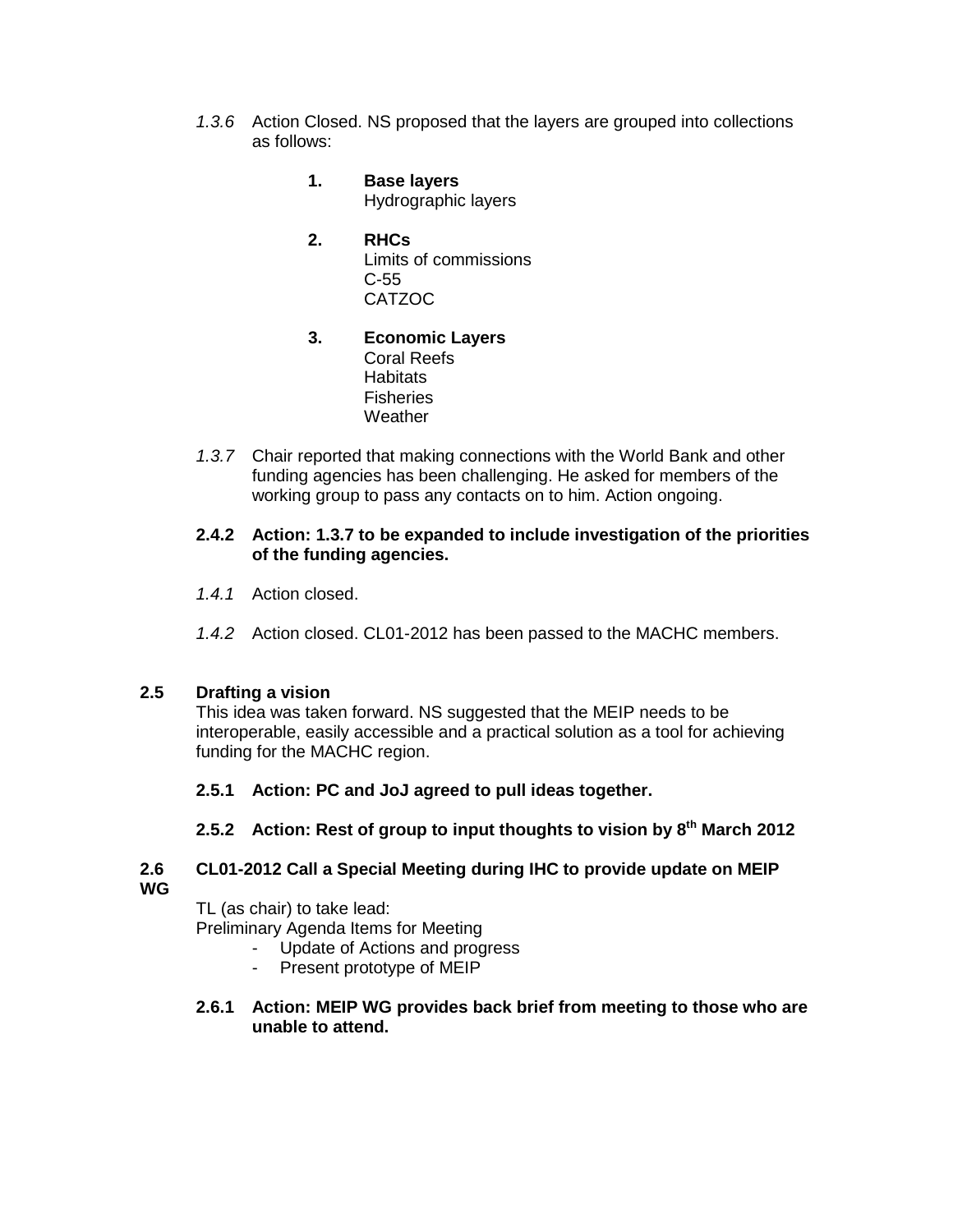*1.3.6* Action Closed. NS proposed that the layers are grouped into collections as follows:

1. **Base layers**
   Hydrographic layers

2. **RHCs**
   Limits of commissions
   C-55
   CATZOC

3. **Economic Layers**
   Coral Reefs
   Habitats
   Fisheries
   Weather

*1.3.7* Chair reported that making connections with the World Bank and other funding agencies has been challenging. He asked for members of the working group to pass any contacts on to him. Action ongoing.

**2.4.2 Action: 1.3.7 to be expanded to include investigation of the priorities of the funding agencies.**

*1.4.1* Action closed.

*1.4.2* Action closed. CL01-2012 has been passed to the MACHC members.

**2.5 Drafting a vision**

This idea was taken forward. NS suggested that the MEIP needs to be interoperable, easily accessible and a practical solution as a tool for achieving funding for the MACHC region.

**2.5.1 Action: PC and JoJ agreed to pull ideas together.**

**2.5.2 Action: Rest of group to input thoughts to vision by 8th March 2012**

**2.6 CL01-2012 Call a Special Meeting during IHC to provide update on MEIP WG**

TL (as chair) to take lead:
Preliminary Agenda Items for Meeting

- Update of Actions and progress
- Present prototype of MEIP

**2.6.1 Action: MEIP WG provides back brief from meeting to those who are unable to attend.**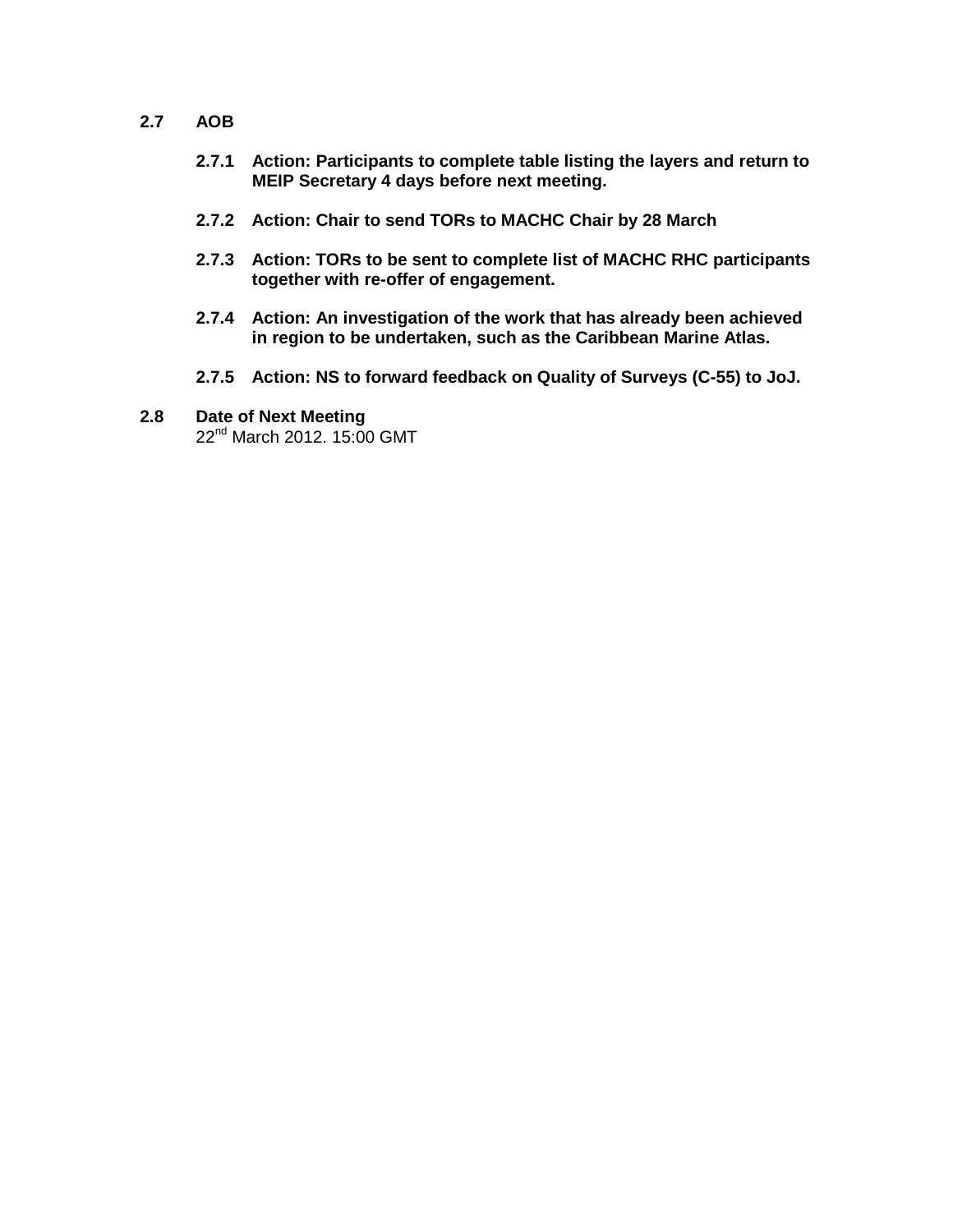## 2.7 AOB

**2.7.1 Action: Participants to complete table listing the layers and return to MEIP Secretary 4 days before next meeting.**

**2.7.2 Action: Chair to send TORs to MACHC Chair by 28 March**

**2.7.3 Action: TORs to be sent to complete list of MACHC RHC participants together with re-offer of engagement.**

**2.7.4 Action: An investigation of the work that has already been achieved in region to be undertaken, such as the Caribbean Marine Atlas.**

**2.7.5 Action: NS to forward feedback on Quality of Surveys (C-55) to JoJ.**

## 2.8 Date of Next Meeting

22nd March 2012. 15:00 GMT